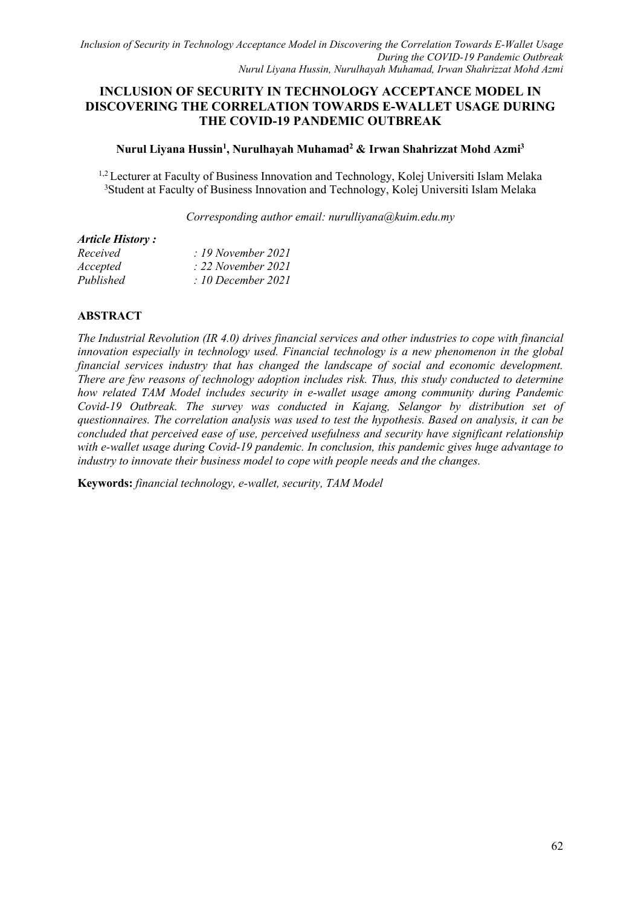# INCLUSION OF SECURITY IN TECHNOLOGY ACCEPTANCE MODEL IN DISCOVERING THE CORRELATION TOWARDS E-WALLET USAGE DURING THE COVID-19 PANDEMIC OUTBREAK

**Nurul Liyana Hussin[1], Nurulhayah Muhamad[2] & Irwan Shahrizzat Mohd Azmi[3]**

[1,2] Lecturer at Faculty of Business Innovation and Technology, Kolej Universiti Islam Melaka
[3]Student at Faculty of Business Innovation and Technology, Kolej Universiti Islam Melaka

*Corresponding author email: nurulliyana@kuim.edu.my*

***Article History :***

| | |
|---|---|
| *Received* | *: 19 November 2021* |
| *Accepted* | *: 22 November 2021* |
| *Published* | *: 10 December 2021* |

## ABSTRACT

*The Industrial Revolution (IR 4.0) drives financial services and other industries to cope with financial innovation especially in technology used. Financial technology is a new phenomenon in the global financial services industry that has changed the landscape of social and economic development. There are few reasons of technology adoption includes risk. Thus, this study conducted to determine how related TAM Model includes security in e-wallet usage among community during Pandemic Covid-19 Outbreak. The survey was conducted in Kajang, Selangor by distribution set of questionnaires. The correlation analysis was used to test the hypothesis. Based on analysis, it can be concluded that perceived ease of use, perceived usefulness and security have significant relationship with e-wallet usage during Covid-19 pandemic. In conclusion, this pandemic gives huge advantage to industry to innovate their business model to cope with people needs and the changes.*

**Keywords:** *financial technology, e-wallet, security, TAM Model*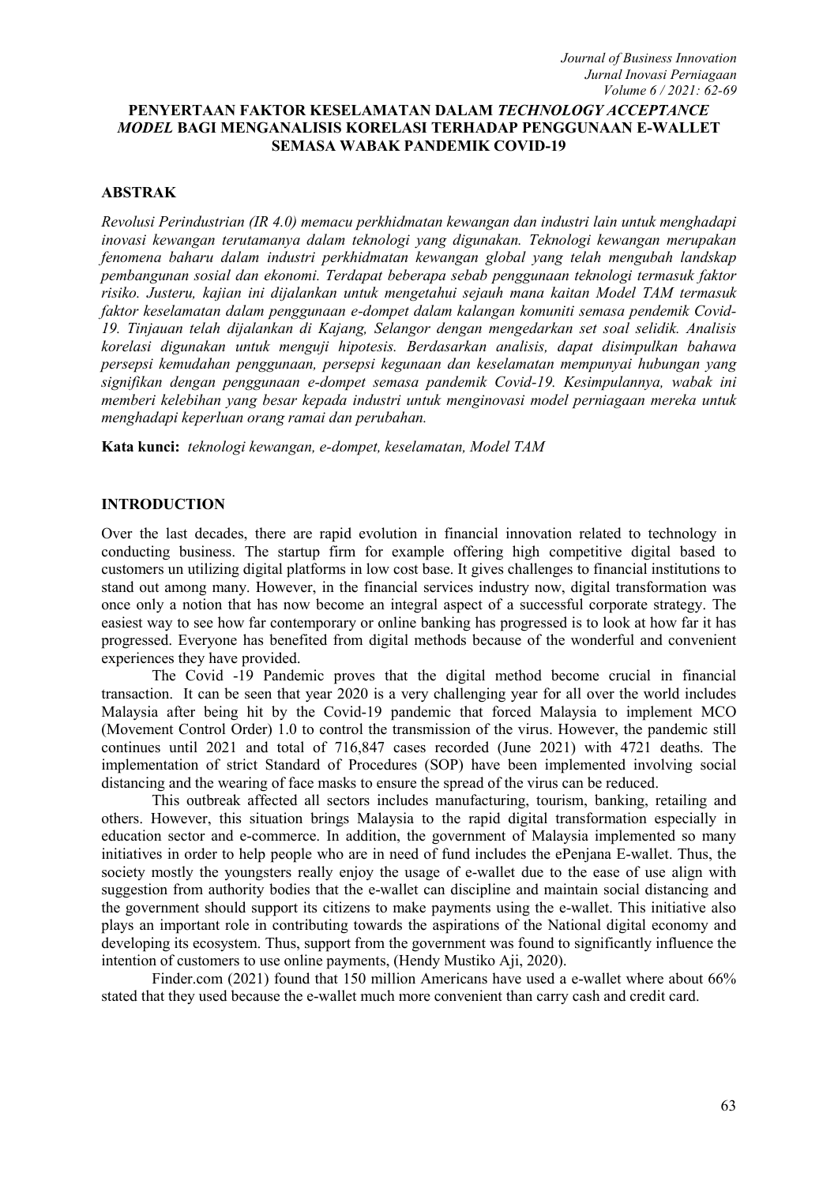# PENYERTAAN FAKTOR KESELAMATAN DALAM *TECHNOLOGY ACCEPTANCE MODEL* BAGI MENGANALISIS KORELASI TERHADAP PENGGUNAAN E-WALLET SEMASA WABAK PANDEMIK COVID-19

## ABSTRAK

*Revolusi Perindustrian (IR 4.0) memacu perkhidmatan kewangan dan industri lain untuk menghadapi inovasi kewangan terutamanya dalam teknologi yang digunakan. Teknologi kewangan merupakan fenomena baharu dalam industri perkhidmatan kewangan global yang telah mengubah landskap pembangunan sosial dan ekonomi. Terdapat beberapa sebab penggunaan teknologi termasuk faktor risiko. Justeru, kajian ini dijalankan untuk mengetahui sejauh mana kaitan Model TAM termasuk faktor keselamatan dalam penggunaan e-dompet dalam kalangan komuniti semasa pendemik Covid-19. Tinjauan telah dijalankan di Kajang, Selangor dengan mengedarkan set soal selidik. Analisis korelasi digunakan untuk menguji hipotesis. Berdasarkan analisis, dapat disimpulkan bahawa persepsi kemudahan penggunaan, persepsi kegunaan dan keselamatan mempunyai hubungan yang signifikan dengan penggunaan e-dompet semasa pandemik Covid-19. Kesimpulannya, wabak ini memberi kelebihan yang besar kepada industri untuk menginovasi model perniagaan mereka untuk menghadapi keperluan orang ramai dan perubahan.*

**Kata kunci:** *teknologi kewangan, e-dompet, keselamatan, Model TAM*

## INTRODUCTION

Over the last decades, there are rapid evolution in financial innovation related to technology in conducting business. The startup firm for example offering high competitive digital based to customers un utilizing digital platforms in low cost base. It gives challenges to financial institutions to stand out among many. However, in the financial services industry now, digital transformation was once only a notion that has now become an integral aspect of a successful corporate strategy. The easiest way to see how far contemporary or online banking has progressed is to look at how far it has progressed. Everyone has benefited from digital methods because of the wonderful and convenient experiences they have provided.

The Covid -19 Pandemic proves that the digital method become crucial in financial transaction. It can be seen that year 2020 is a very challenging year for all over the world includes Malaysia after being hit by the Covid-19 pandemic that forced Malaysia to implement MCO (Movement Control Order) 1.0 to control the transmission of the virus. However, the pandemic still continues until 2021 and total of 716,847 cases recorded (June 2021) with 4721 deaths. The implementation of strict Standard of Procedures (SOP) have been implemented involving social distancing and the wearing of face masks to ensure the spread of the virus can be reduced.

This outbreak affected all sectors includes manufacturing, tourism, banking, retailing and others. However, this situation brings Malaysia to the rapid digital transformation especially in education sector and e-commerce. In addition, the government of Malaysia implemented so many initiatives in order to help people who are in need of fund includes the ePenjana E-wallet. Thus, the society mostly the youngsters really enjoy the usage of e-wallet due to the ease of use align with suggestion from authority bodies that the e-wallet can discipline and maintain social distancing and the government should support its citizens to make payments using the e-wallet. This initiative also plays an important role in contributing towards the aspirations of the National digital economy and developing its ecosystem. Thus, support from the government was found to significantly influence the intention of customers to use online payments, (Hendy Mustiko Aji, 2020).

Finder.com (2021) found that 150 million Americans have used a e-wallet where about 66% stated that they used because the e-wallet much more convenient than carry cash and credit card.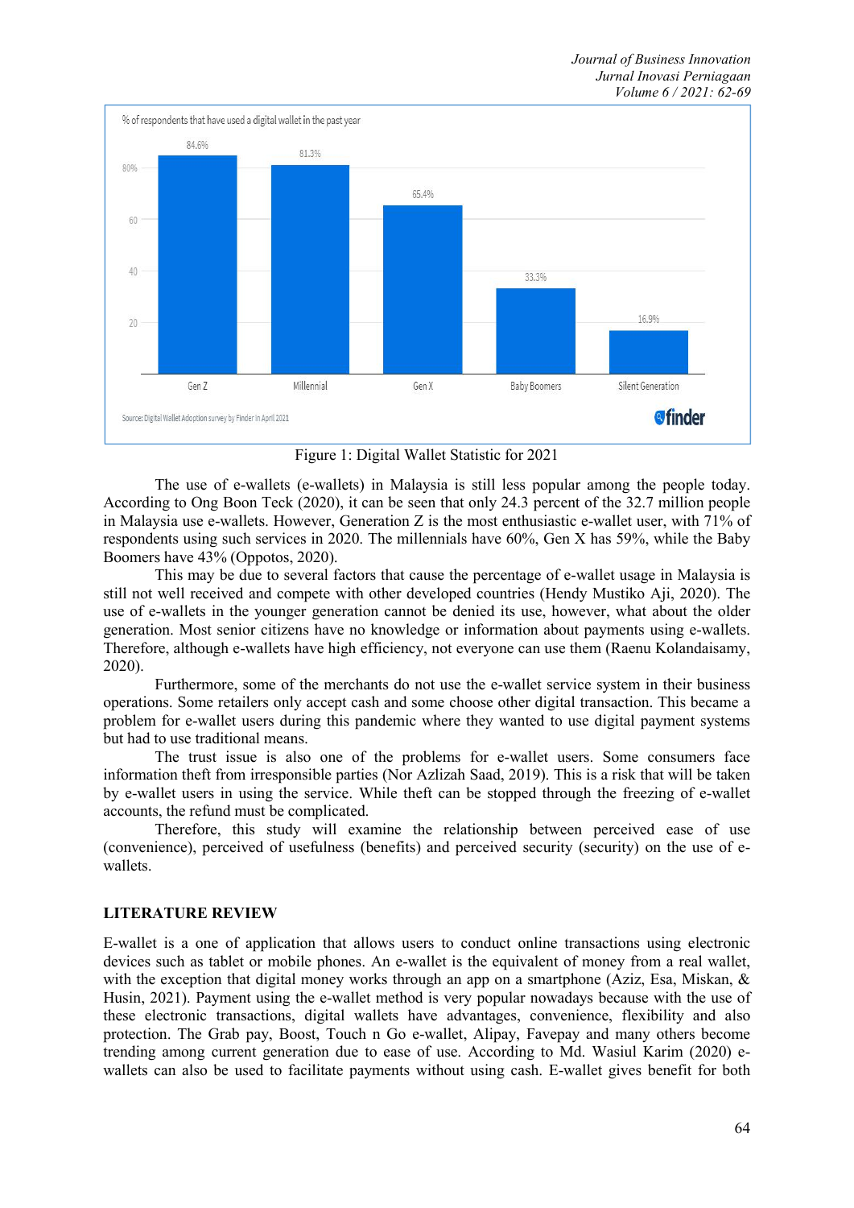Figure 1: Digital Wallet Statistic for 2021

The use of e-wallets (e-wallets) in Malaysia is still less popular among the people today. According to Ong Boon Teck (2020), it can be seen that only 24.3 percent of the 32.7 million people in Malaysia use e-wallets. However, Generation Z is the most enthusiastic e-wallet user, with 71% of respondents using such services in 2020. The millennials have 60%, Gen X has 59%, while the Baby Boomers have 43% (Oppotos, 2020).

This may be due to several factors that cause the percentage of e-wallet usage in Malaysia is still not well received and compete with other developed countries (Hendy Mustiko Aji, 2020). The use of e-wallets in the younger generation cannot be denied its use, however, what about the older generation. Most senior citizens have no knowledge or information about payments using e-wallets. Therefore, although e-wallets have high efficiency, not everyone can use them (Raenu Kolandaisamy, 2020).

Furthermore, some of the merchants do not use the e-wallet service system in their business operations. Some retailers only accept cash and some choose other digital transaction. This became a problem for e-wallet users during this pandemic where they wanted to use digital payment systems but had to use traditional means.

The trust issue is also one of the problems for e-wallet users. Some consumers face information theft from irresponsible parties (Nor Azlizah Saad, 2019). This is a risk that will be taken by e-wallet users in using the service. While theft can be stopped through the freezing of e-wallet accounts, the refund must be complicated.

Therefore, this study will examine the relationship between perceived ease of use (convenience), perceived of usefulness (benefits) and perceived security (security) on the use of e-wallets.

## LITERATURE REVIEW

E-wallet is a one of application that allows users to conduct online transactions using electronic devices such as tablet or mobile phones. An e-wallet is the equivalent of money from a real wallet, with the exception that digital money works through an app on a smartphone (Aziz, Esa, Miskan, & Husin, 2021). Payment using the e-wallet method is very popular nowadays because with the use of these electronic transactions, digital wallets have advantages, convenience, flexibility and also protection. The Grab pay, Boost, Touch n Go e-wallet, Alipay, Favepay and many others become trending among current generation due to ease of use. According to Md. Wasiul Karim (2020) e-wallets can also be used to facilitate payments without using cash. E-wallet gives benefit for both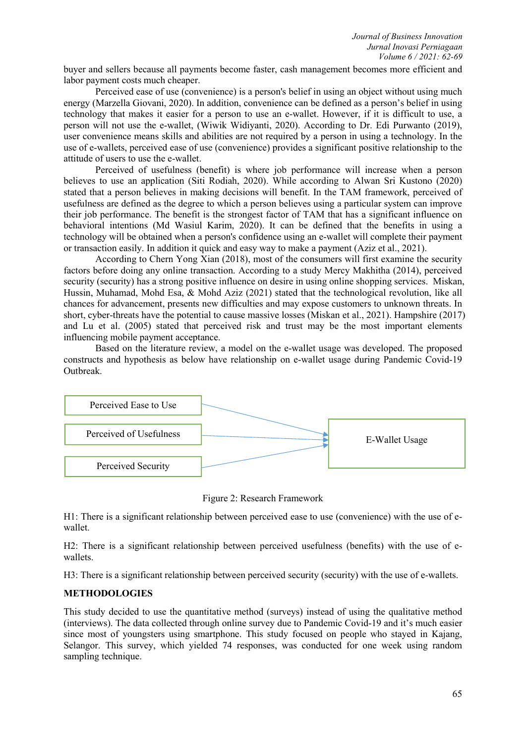buyer and sellers because all payments become faster, cash management becomes more efficient and labor payment costs much cheaper.

Perceived ease of use (convenience) is a person's belief in using an object without using much energy (Marzella Giovani, 2020). In addition, convenience can be defined as a person's belief in using technology that makes it easier for a person to use an e-wallet. However, if it is difficult to use, a person will not use the e-wallet, (Wiwik Widiyanti, 2020). According to Dr. Edi Purwanto (2019), user convenience means skills and abilities are not required by a person in using a technology. In the use of e-wallets, perceived ease of use (convenience) provides a significant positive relationship to the attitude of users to use the e-wallet.

Perceived of usefulness (benefit) is where job performance will increase when a person believes to use an application (Siti Rodiah, 2020). While according to Alwan Sri Kustono (2020) stated that a person believes in making decisions will benefit. In the TAM framework, perceived of usefulness are defined as the degree to which a person believes using a particular system can improve their job performance. The benefit is the strongest factor of TAM that has a significant influence on behavioral intentions (Md Wasiul Karim, 2020). It can be defined that the benefits in using a technology will be obtained when a person's confidence using an e-wallet will complete their payment or transaction easily. In addition it quick and easy way to make a payment (Aziz et al., 2021).

According to Chern Yong Xian (2018), most of the consumers will first examine the security factors before doing any online transaction. According to a study Mercy Makhitha (2014), perceived security (security) has a strong positive influence on desire in using online shopping services. Miskan, Hussin, Muhamad, Mohd Esa, & Mohd Aziz (2021) stated that the technological revolution, like all chances for advancement, presents new difficulties and may expose customers to unknown threats. In short, cyber-threats have the potential to cause massive losses (Miskan et al., 2021). Hampshire (2017) and Lu et al. (2005) stated that perceived risk and trust may be the most important elements influencing mobile payment acceptance.

Based on the literature review, a model on the e-wallet usage was developed. The proposed constructs and hypothesis as below have relationship on e-wallet usage during Pandemic Covid-19 Outbreak.

Perceived Ease to Use → E-Wallet Usage
Perceived of Usefulness → E-Wallet Usage
Perceived Security → E-Wallet Usage

Figure 2: Research Framework

H1: There is a significant relationship between perceived ease to use (convenience) with the use of e-wallet.

H2: There is a significant relationship between perceived usefulness (benefits) with the use of e-wallets.

H3: There is a significant relationship between perceived security (security) with the use of e-wallets.

## METHODOLOGIES

This study decided to use the quantitative method (surveys) instead of using the qualitative method (interviews). The data collected through online survey due to Pandemic Covid-19 and it's much easier since most of youngsters using smartphone. This study focused on people who stayed in Kajang, Selangor. This survey, which yielded 74 responses, was conducted for one week using random sampling technique.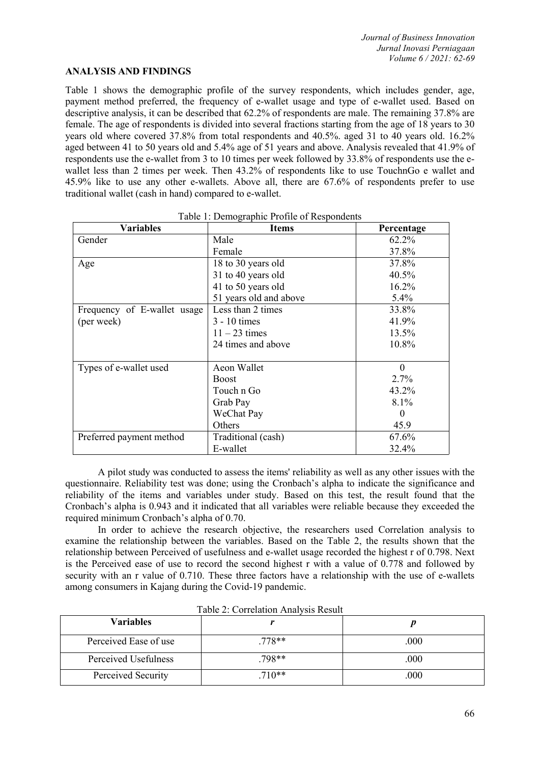## ANALYSIS AND FINDINGS

Table 1 shows the demographic profile of the survey respondents, which includes gender, age, payment method preferred, the frequency of e-wallet usage and type of e-wallet used. Based on descriptive analysis, it can be described that 62.2% of respondents are male. The remaining 37.8% are female. The age of respondents is divided into several fractions starting from the age of 18 years to 30 years old where covered 37.8% from total respondents and 40.5%. aged 31 to 40 years old. 16.2% aged between 41 to 50 years old and 5.4% age of 51 years and above. Analysis revealed that 41.9% of respondents use the e-wallet from 3 to 10 times per week followed by 33.8% of respondents use the e-wallet less than 2 times per week. Then 43.2% of respondents like to use TouchnGo e wallet and 45.9% like to use any other e-wallets. Above all, there are 67.6% of respondents prefer to use traditional wallet (cash in hand) compared to e-wallet.

Table 1: Demographic Profile of Respondents

| Variables | Items | Percentage |
|---|---|---|
| Gender | Male | 62.2% |
| | Female | 37.8% |
| Age | 18 to 30 years old | 37.8% |
| | 31 to 40 years old | 40.5% |
| | 41 to 50 years old | 16.2% |
| | 51 years old and above | 5.4% |
| Frequency of E-wallet usage (per week) | Less than 2 times | 33.8% |
| | 3 - 10 times | 41.9% |
| | 11 – 23 times | 13.5% |
| | 24 times and above | 10.8% |
| Types of e-wallet used | Aeon Wallet | 0 |
| | Boost | 2.7% |
| | Touch n Go | 43.2% |
| | Grab Pay | 8.1% |
| | WeChat Pay | 0 |
| | Others | 45.9 |
| Preferred payment method | Traditional (cash) | 67.6% |
| | E-wallet | 32.4% |

A pilot study was conducted to assess the items' reliability as well as any other issues with the questionnaire. Reliability test was done; using the Cronbach's alpha to indicate the significance and reliability of the items and variables under study. Based on this test, the result found that the Cronbach's alpha is 0.943 and it indicated that all variables were reliable because they exceeded the required minimum Cronbach's alpha of 0.70.

In order to achieve the research objective, the researchers used Correlation analysis to examine the relationship between the variables. Based on the Table 2, the results shown that the relationship between Perceived of usefulness and e-wallet usage recorded the highest r of 0.798. Next is the Perceived ease of use to record the second highest r with a value of 0.778 and followed by security with an r value of 0.710. These three factors have a relationship with the use of e-wallets among consumers in Kajang during the Covid-19 pandemic.

Table 2: Correlation Analysis Result

| Variables | $r$ | $p$ |
|---|---|---|
| Perceived Ease of use | .778** | .000 |
| Perceived Usefulness | .798** | .000 |
| Perceived Security | .710** | .000 |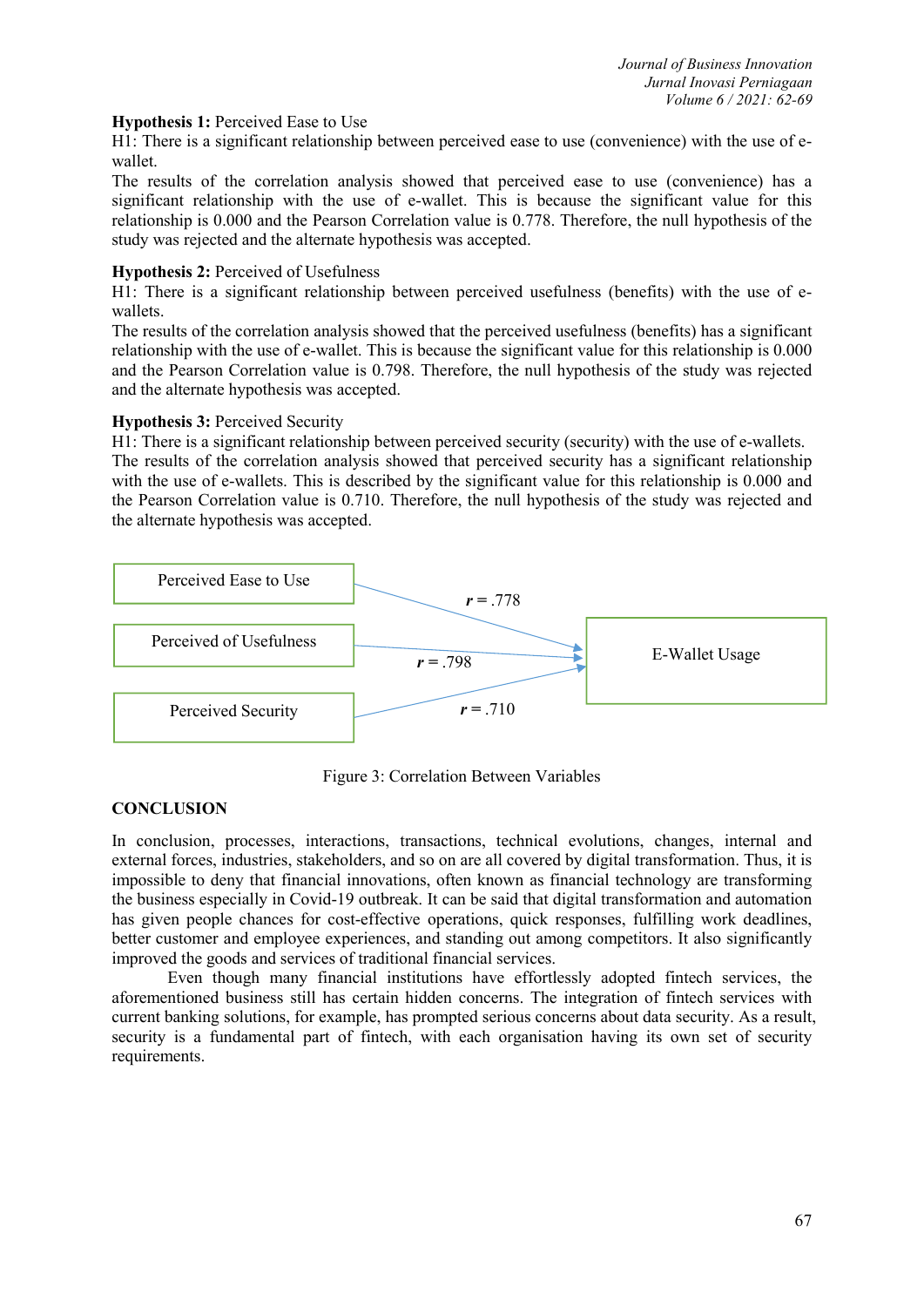**Hypothesis 1:** Perceived Ease to Use

H1: There is a significant relationship between perceived ease to use (convenience) with the use of e-wallet.

The results of the correlation analysis showed that perceived ease to use (convenience) has a significant relationship with the use of e-wallet. This is because the significant value for this relationship is 0.000 and the Pearson Correlation value is 0.778. Therefore, the null hypothesis of the study was rejected and the alternate hypothesis was accepted.

**Hypothesis 2:** Perceived of Usefulness

H1: There is a significant relationship between perceived usefulness (benefits) with the use of e-wallets.

The results of the correlation analysis showed that the perceived usefulness (benefits) has a significant relationship with the use of e-wallet. This is because the significant value for this relationship is 0.000 and the Pearson Correlation value is 0.798. Therefore, the null hypothesis of the study was rejected and the alternate hypothesis was accepted.

**Hypothesis 3:** Perceived Security

H1: There is a significant relationship between perceived security (security) with the use of e-wallets.

The results of the correlation analysis showed that perceived security has a significant relationship with the use of e-wallets. This is described by the significant value for this relationship is 0.000 and the Pearson Correlation value is 0.710. Therefore, the null hypothesis of the study was rejected and the alternate hypothesis was accepted.

Perceived Ease to Use → E-Wallet Usage: $r$ = .778

Perceived of Usefulness → E-Wallet Usage: $r$ = .798

Perceived Security → E-Wallet Usage: $r$ = .710

Figure 3: Correlation Between Variables

## CONCLUSION

In conclusion, processes, interactions, transactions, technical evolutions, changes, internal and external forces, industries, stakeholders, and so on are all covered by digital transformation. Thus, it is impossible to deny that financial innovations, often known as financial technology are transforming the business especially in Covid-19 outbreak. It can be said that digital transformation and automation has given people chances for cost-effective operations, quick responses, fulfilling work deadlines, better customer and employee experiences, and standing out among competitors. It also significantly improved the goods and services of traditional financial services.

Even though many financial institutions have effortlessly adopted fintech services, the aforementioned business still has certain hidden concerns. The integration of fintech services with current banking solutions, for example, has prompted serious concerns about data security. As a result, security is a fundamental part of fintech, with each organisation having its own set of security requirements.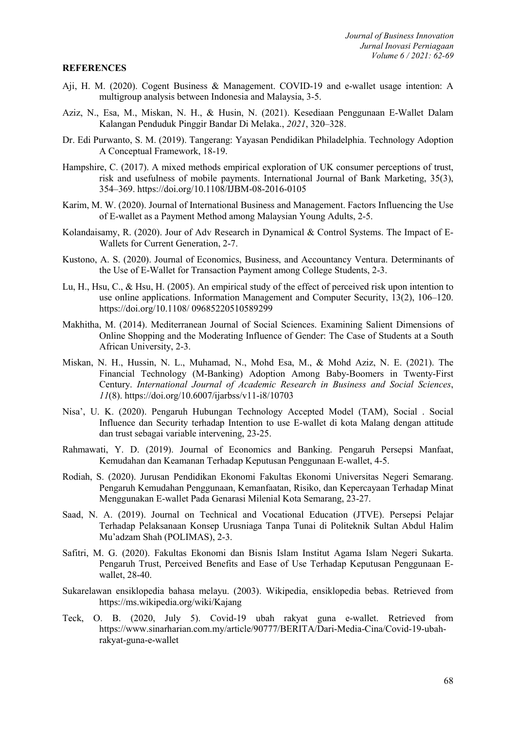**REFERENCES**

Aji, H. M. (2020). Cogent Business & Management. COVID-19 and e-wallet usage intention: A multigroup analysis between Indonesia and Malaysia, 3-5.

Aziz, N., Esa, M., Miskan, N. H., & Husin, N. (2021). Kesediaan Penggunaan E-Wallet Dalam Kalangan Penduduk Pinggir Bandar Di Melaka., *2021*, 320–328.

Dr. Edi Purwanto, S. M. (2019). Tangerang: Yayasan Pendidikan Philadelphia. Technology Adoption A Conceptual Framework, 18-19.

Hampshire, C. (2017). A mixed methods empirical exploration of UK consumer perceptions of trust, risk and usefulness of mobile payments. International Journal of Bank Marketing, 35(3), 354–369. https://doi.org/10.1108/IJBM-08-2016-0105

Karim, M. W. (2020). Journal of International Business and Management. Factors Influencing the Use of E-wallet as a Payment Method among Malaysian Young Adults, 2-5.

Kolandaisamy, R. (2020). Jour of Adv Research in Dynamical & Control Systems. The Impact of E-Wallets for Current Generation, 2-7.

Kustono, A. S. (2020). Journal of Economics, Business, and Accountancy Ventura. Determinants of the Use of E-Wallet for Transaction Payment among College Students, 2-3.

Lu, H., Hsu, C., & Hsu, H. (2005). An empirical study of the effect of perceived risk upon intention to use online applications. Information Management and Computer Security, 13(2), 106–120. https://doi.org/10.1108/ 09685220510589299

Makhitha, M. (2014). Mediterranean Journal of Social Sciences. Examining Salient Dimensions of Online Shopping and the Moderating Influence of Gender: The Case of Students at a South African University, 2-3.

Miskan, N. H., Hussin, N. L., Muhamad, N., Mohd Esa, M., & Mohd Aziz, N. E. (2021). The Financial Technology (M-Banking) Adoption Among Baby-Boomers in Twenty-First Century. *International Journal of Academic Research in Business and Social Sciences*, *11*(8). https://doi.org/10.6007/ijarbss/v11-i8/10703

Nisa', U. K. (2020). Pengaruh Hubungan Technology Accepted Model (TAM), Social . Social Influence dan Security terhadap Intention to use E-wallet di kota Malang dengan attitude dan trust sebagai variable intervening, 23-25.

Rahmawati, Y. D. (2019). Journal of Economics and Banking. Pengaruh Persepsi Manfaat, Kemudahan dan Keamanan Terhadap Keputusan Penggunaan E-wallet, 4-5.

Rodiah, S. (2020). Jurusan Pendidikan Ekonomi Fakultas Ekonomi Universitas Negeri Semarang. Pengaruh Kemudahan Penggunaan, Kemanfaatan, Risiko, dan Kepercayaan Terhadap Minat Menggunakan E-wallet Pada Genarasi Milenial Kota Semarang, 23-27.

Saad, N. A. (2019). Journal on Technical and Vocational Education (JTVE). Persepsi Pelajar Terhadap Pelaksanaan Konsep Urusniaga Tanpa Tunai di Politeknik Sultan Abdul Halim Mu'adzam Shah (POLIMAS), 2-3.

Safitri, M. G. (2020). Fakultas Ekonomi dan Bisnis Islam Institut Agama Islam Negeri Sukarta. Pengaruh Trust, Perceived Benefits and Ease of Use Terhadap Keputusan Penggunaan E-wallet, 28-40.

Sukarelawan ensiklopedia bahasa melayu. (2003). Wikipedia, ensiklopedia bebas. Retrieved from https://ms.wikipedia.org/wiki/Kajang

Teck, O. B. (2020, July 5). Covid-19 ubah rakyat guna e-wallet. Retrieved from https://www.sinarharian.com.my/article/90777/BERITA/Dari-Media-Cina/Covid-19-ubah-rakyat-guna-e-wallet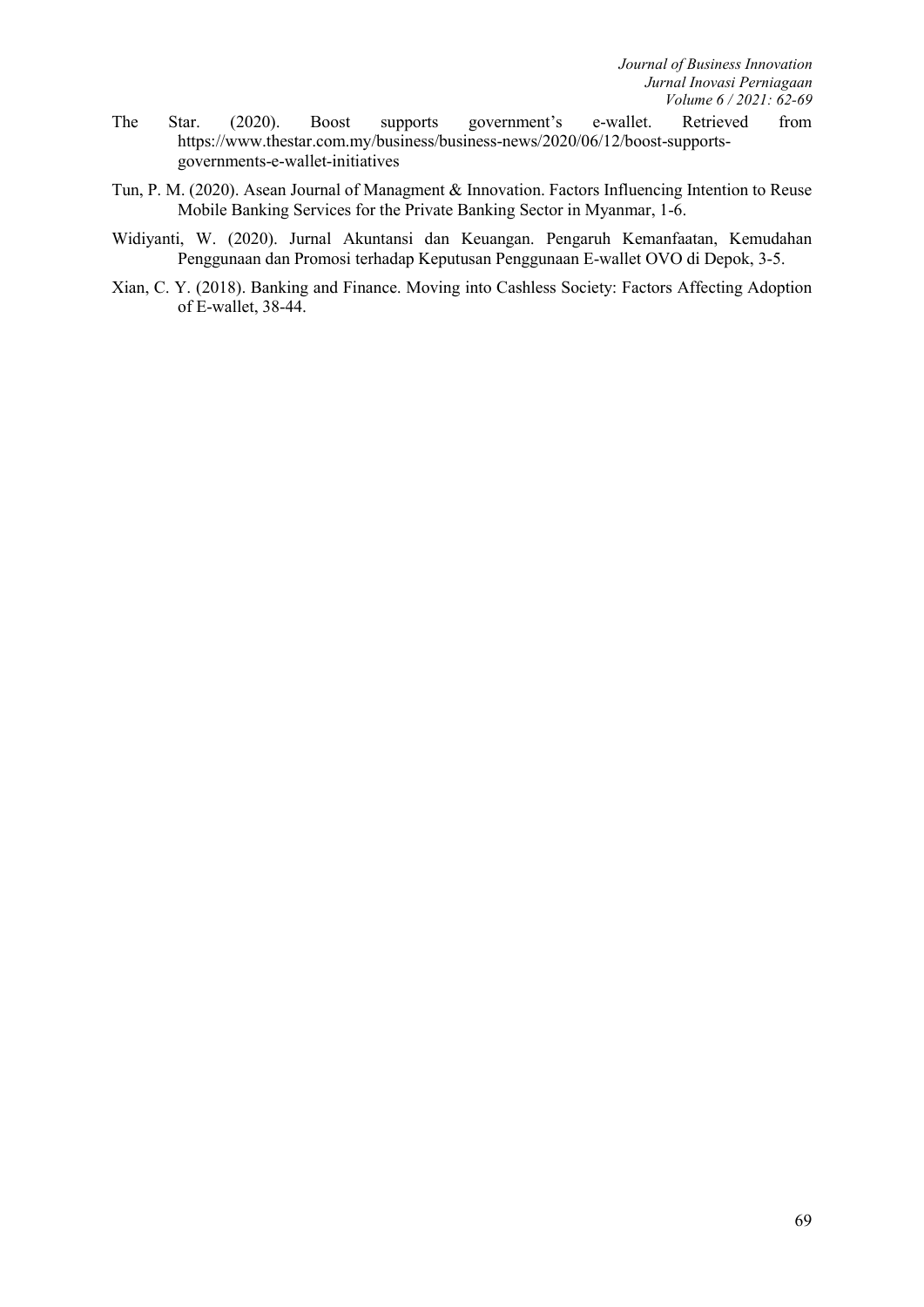The Star. (2020). Boost supports government's e-wallet. Retrieved from https://www.thestar.com.my/business/business-news/2020/06/12/boost-supports-governments-e-wallet-initiatives

Tun, P. M. (2020). Asean Journal of Managment & Innovation. Factors Influencing Intention to Reuse Mobile Banking Services for the Private Banking Sector in Myanmar, 1-6.

Widiyanti, W. (2020). Jurnal Akuntansi dan Keuangan. Pengaruh Kemanfaatan, Kemudahan Penggunaan dan Promosi terhadap Keputusan Penggunaan E-wallet OVO di Depok, 3-5.

Xian, C. Y. (2018). Banking and Finance. Moving into Cashless Society: Factors Affecting Adoption of E-wallet, 38-44.